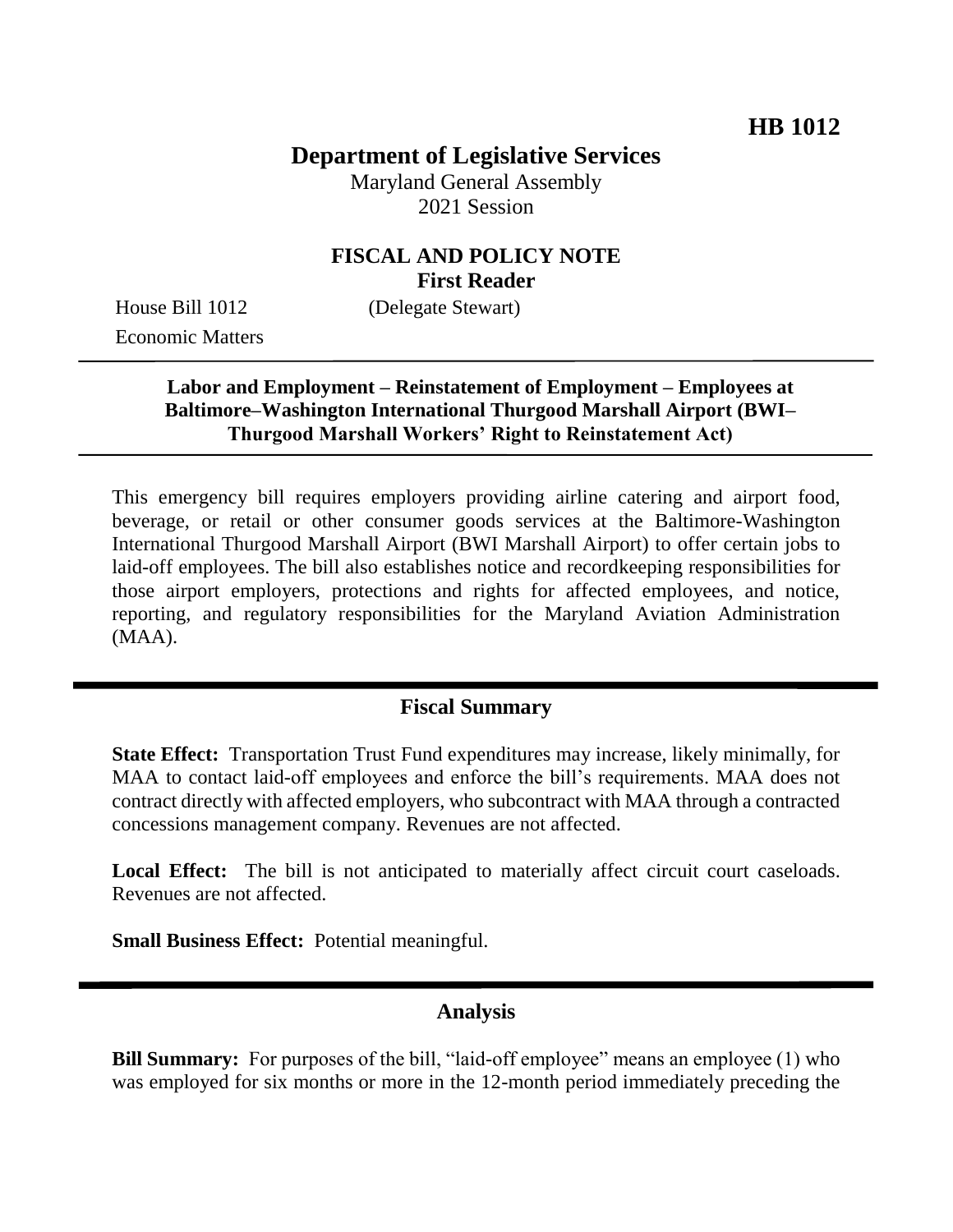**HB 1012**

# Department of Legislative Services

Maryland General Assembly
2021 Session

## FISCAL AND POLICY NOTE
**First Reader**

House Bill 1012 (Delegate Stewart)
Economic Matters

---

**Labor and Employment – Reinstatement of Employment – Employees at Baltimore–Washington International Thurgood Marshall Airport (BWI–Thurgood Marshall Workers' Right to Reinstatement Act)**

---

This emergency bill requires employers providing airline catering and airport food, beverage, or retail or other consumer goods services at the Baltimore-Washington International Thurgood Marshall Airport (BWI Marshall Airport) to offer certain jobs to laid-off employees. The bill also establishes notice and recordkeeping responsibilities for those airport employers, protections and rights for affected employees, and notice, reporting, and regulatory responsibilities for the Maryland Aviation Administration (MAA).

## Fiscal Summary

**State Effect:** Transportation Trust Fund expenditures may increase, likely minimally, for MAA to contact laid-off employees and enforce the bill's requirements. MAA does not contract directly with affected employers, who subcontract with MAA through a contracted concessions management company. Revenues are not affected.

**Local Effect:** The bill is not anticipated to materially affect circuit court caseloads. Revenues are not affected.

**Small Business Effect:** Potential meaningful.

## Analysis

**Bill Summary:** For purposes of the bill, "laid-off employee" means an employee (1) who was employed for six months or more in the 12-month period immediately preceding the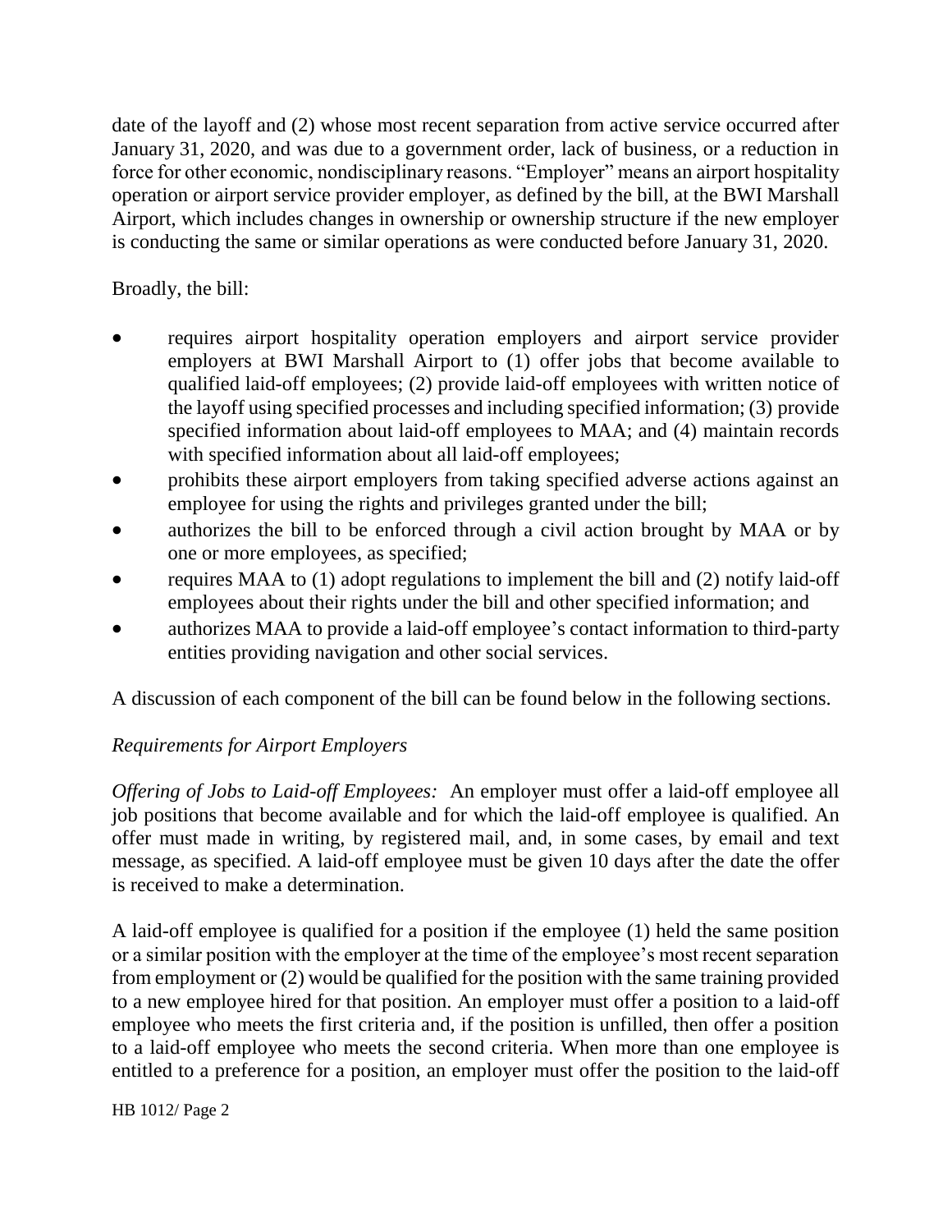date of the layoff and (2) whose most recent separation from active service occurred after January 31, 2020, and was due to a government order, lack of business, or a reduction in force for other economic, nondisciplinary reasons. "Employer" means an airport hospitality operation or airport service provider employer, as defined by the bill, at the BWI Marshall Airport, which includes changes in ownership or ownership structure if the new employer is conducting the same or similar operations as were conducted before January 31, 2020.

Broadly, the bill:

- requires airport hospitality operation employers and airport service provider employers at BWI Marshall Airport to (1) offer jobs that become available to qualified laid-off employees; (2) provide laid-off employees with written notice of the layoff using specified processes and including specified information; (3) provide specified information about laid-off employees to MAA; and (4) maintain records with specified information about all laid-off employees;
- prohibits these airport employers from taking specified adverse actions against an employee for using the rights and privileges granted under the bill;
- authorizes the bill to be enforced through a civil action brought by MAA or by one or more employees, as specified;
- requires MAA to (1) adopt regulations to implement the bill and (2) notify laid-off employees about their rights under the bill and other specified information; and
- authorizes MAA to provide a laid-off employee's contact information to third-party entities providing navigation and other social services.

A discussion of each component of the bill can be found below in the following sections.

*Requirements for Airport Employers*

*Offering of Jobs to Laid-off Employees:* An employer must offer a laid-off employee all job positions that become available and for which the laid-off employee is qualified. An offer must made in writing, by registered mail, and, in some cases, by email and text message, as specified. A laid-off employee must be given 10 days after the date the offer is received to make a determination.

A laid-off employee is qualified for a position if the employee (1) held the same position or a similar position with the employer at the time of the employee's most recent separation from employment or (2) would be qualified for the position with the same training provided to a new employee hired for that position. An employer must offer a position to a laid-off employee who meets the first criteria and, if the position is unfilled, then offer a position to a laid-off employee who meets the second criteria. When more than one employee is entitled to a preference for a position, an employer must offer the position to the laid-off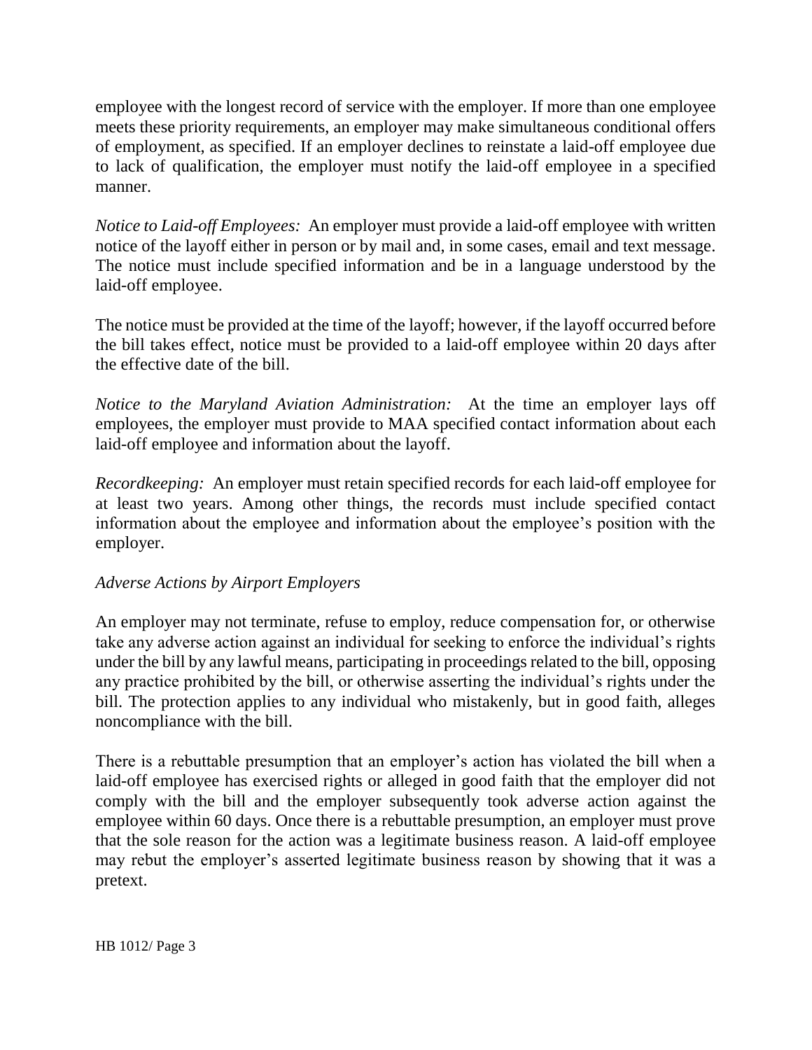employee with the longest record of service with the employer. If more than one employee meets these priority requirements, an employer may make simultaneous conditional offers of employment, as specified. If an employer declines to reinstate a laid-off employee due to lack of qualification, the employer must notify the laid-off employee in a specified manner.

*Notice to Laid-off Employees:* An employer must provide a laid-off employee with written notice of the layoff either in person or by mail and, in some cases, email and text message. The notice must include specified information and be in a language understood by the laid-off employee.

The notice must be provided at the time of the layoff; however, if the layoff occurred before the bill takes effect, notice must be provided to a laid-off employee within 20 days after the effective date of the bill.

*Notice to the Maryland Aviation Administration:* At the time an employer lays off employees, the employer must provide to MAA specified contact information about each laid-off employee and information about the layoff.

*Recordkeeping:* An employer must retain specified records for each laid-off employee for at least two years. Among other things, the records must include specified contact information about the employee and information about the employee's position with the employer.

*Adverse Actions by Airport Employers*

An employer may not terminate, refuse to employ, reduce compensation for, or otherwise take any adverse action against an individual for seeking to enforce the individual's rights under the bill by any lawful means, participating in proceedings related to the bill, opposing any practice prohibited by the bill, or otherwise asserting the individual's rights under the bill. The protection applies to any individual who mistakenly, but in good faith, alleges noncompliance with the bill.

There is a rebuttable presumption that an employer's action has violated the bill when a laid-off employee has exercised rights or alleged in good faith that the employer did not comply with the bill and the employer subsequently took adverse action against the employee within 60 days. Once there is a rebuttable presumption, an employer must prove that the sole reason for the action was a legitimate business reason. A laid-off employee may rebut the employer's asserted legitimate business reason by showing that it was a pretext.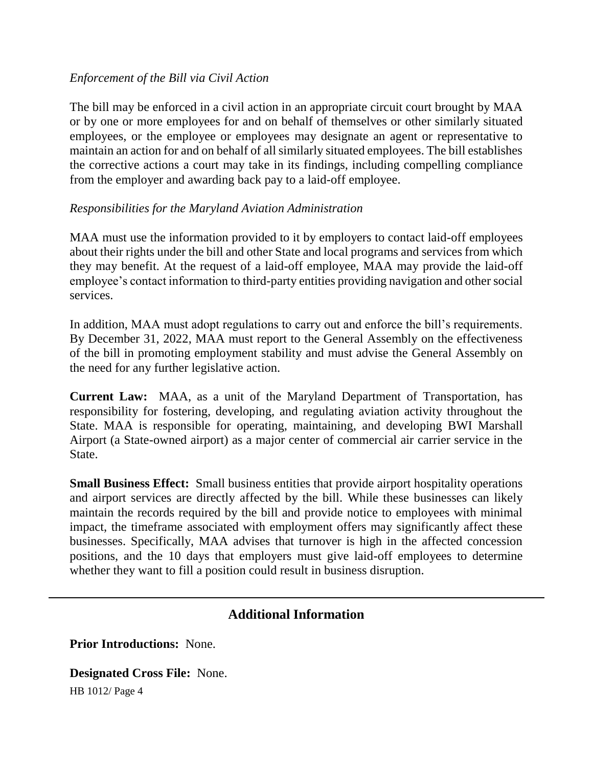*Enforcement of the Bill via Civil Action*

The bill may be enforced in a civil action in an appropriate circuit court brought by MAA or by one or more employees for and on behalf of themselves or other similarly situated employees, or the employee or employees may designate an agent or representative to maintain an action for and on behalf of all similarly situated employees. The bill establishes the corrective actions a court may take in its findings, including compelling compliance from the employer and awarding back pay to a laid-off employee.

*Responsibilities for the Maryland Aviation Administration*

MAA must use the information provided to it by employers to contact laid-off employees about their rights under the bill and other State and local programs and services from which they may benefit. At the request of a laid-off employee, MAA may provide the laid-off employee's contact information to third-party entities providing navigation and other social services.

In addition, MAA must adopt regulations to carry out and enforce the bill's requirements. By December 31, 2022, MAA must report to the General Assembly on the effectiveness of the bill in promoting employment stability and must advise the General Assembly on the need for any further legislative action.

**Current Law:** MAA, as a unit of the Maryland Department of Transportation, has responsibility for fostering, developing, and regulating aviation activity throughout the State. MAA is responsible for operating, maintaining, and developing BWI Marshall Airport (a State-owned airport) as a major center of commercial air carrier service in the State.

**Small Business Effect:** Small business entities that provide airport hospitality operations and airport services are directly affected by the bill. While these businesses can likely maintain the records required by the bill and provide notice to employees with minimal impact, the timeframe associated with employment offers may significantly affect these businesses. Specifically, MAA advises that turnover is high in the affected concession positions, and the 10 days that employers must give laid-off employees to determine whether they want to fill a position could result in business disruption.

## Additional Information

**Prior Introductions:** None.

**Designated Cross File:** None.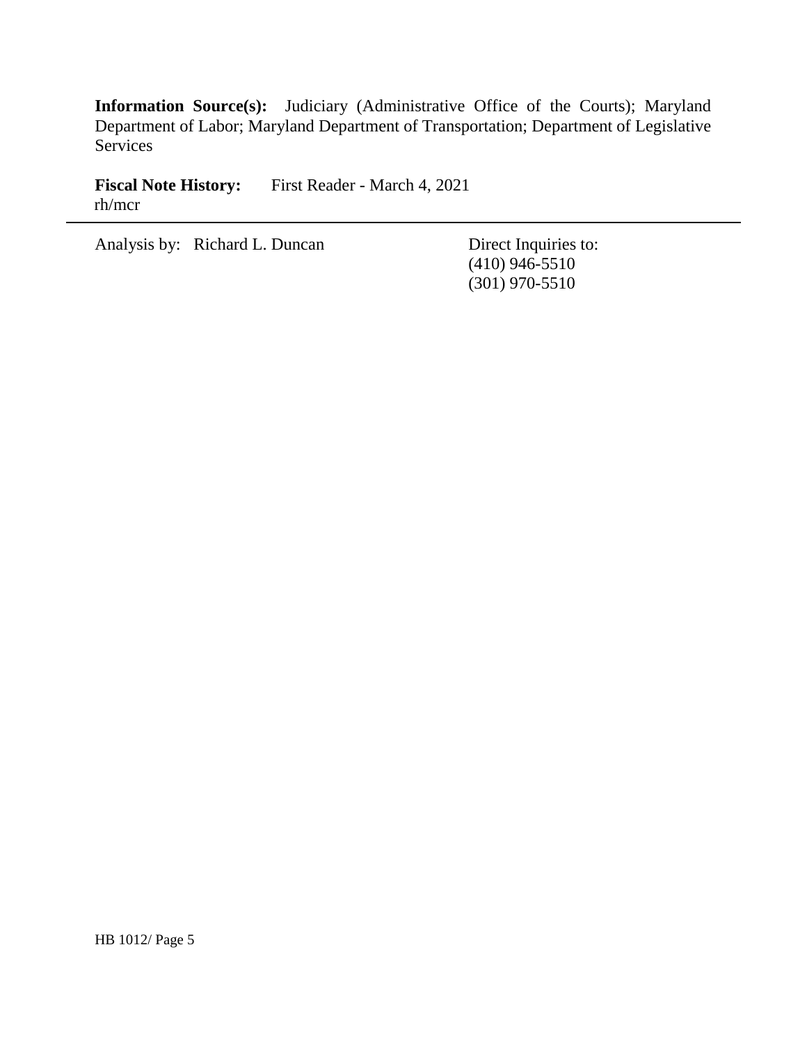**Information Source(s):** Judiciary (Administrative Office of the Courts); Maryland Department of Labor; Maryland Department of Transportation; Department of Legislative Services

**Fiscal Note History:** First Reader - March 4, 2021
rh/mcr

---

Analysis by: Richard L. Duncan

Direct Inquiries to:
(410) 946-5510
(301) 970-5510